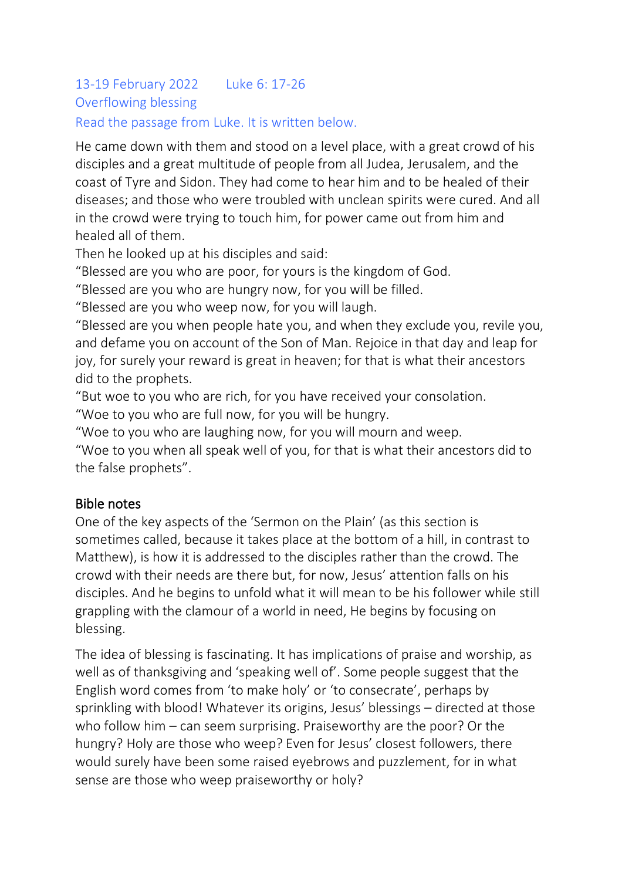13-19 February 2022 Luke 6: 17-26

## Overflowing blessing

Read the passage from Luke. It is written below.

He came down with them and stood on a level place, with a great crowd of his disciples and a great multitude of people from all Judea, Jerusalem, and the coast of Tyre and Sidon. They had come to hear him and to be healed of their diseases; and those who were troubled with unclean spirits were cured. And all in the crowd were trying to touch him, for power came out from him and healed all of them.

Then he looked up at his disciples and said:

"Blessed are you who are poor, for yours is the kingdom of God.

"Blessed are you who are hungry now, for you will be filled.

"Blessed are you who weep now, for you will laugh.

"Blessed are you when people hate you, and when they exclude you, revile you, and defame you on account of the Son of Man. Rejoice in that day and leap for joy, for surely your reward is great in heaven; for that is what their ancestors did to the prophets.

"But woe to you who are rich, for you have received your consolation.

"Woe to you who are full now, for you will be hungry.

"Woe to you who are laughing now, for you will mourn and weep.

"Woe to you when all speak well of you, for that is what their ancestors did to the false prophets".

### Bible notes

One of the key aspects of the 'Sermon on the Plain' (as this section is sometimes called, because it takes place at the bottom of a hill, in contrast to Matthew), is how it is addressed to the disciples rather than the crowd. The crowd with their needs are there but, for now, Jesus' attention falls on his disciples. And he begins to unfold what it will mean to be his follower while still grappling with the clamour of a world in need, He begins by focusing on blessing.

The idea of blessing is fascinating. It has implications of praise and worship, as well as of thanksgiving and 'speaking well of'. Some people suggest that the English word comes from 'to make holy' or 'to consecrate', perhaps by sprinkling with blood! Whatever its origins, Jesus' blessings – directed at those who follow him – can seem surprising. Praiseworthy are the poor? Or the hungry? Holy are those who weep? Even for Jesus' closest followers, there would surely have been some raised eyebrows and puzzlement, for in what sense are those who weep praiseworthy or holy?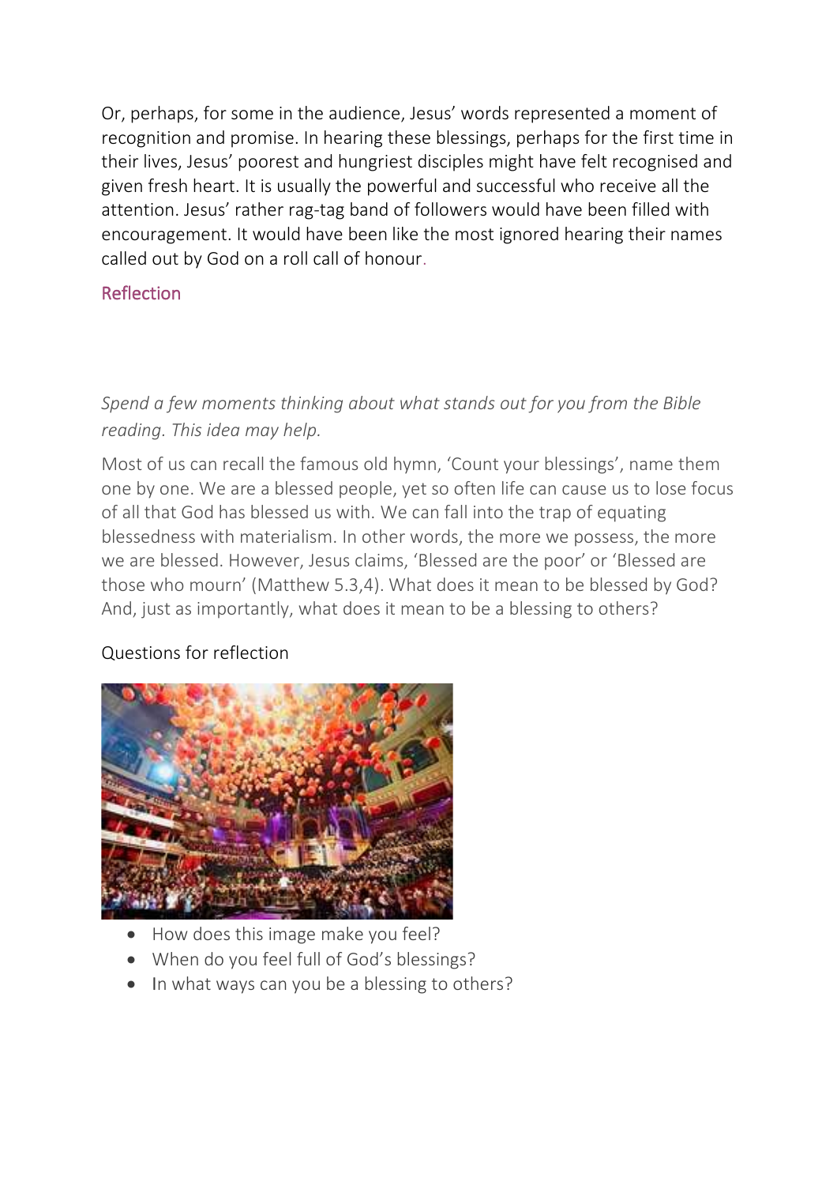Or, perhaps, for some in the audience, Jesus' words represented a moment of recognition and promise. In hearing these blessings, perhaps for the first time in their lives, Jesus' poorest and hungriest disciples might have felt recognised and given fresh heart. It is usually the powerful and successful who receive all the attention. Jesus' rather rag-tag band of followers would have been filled with encouragement. It would have been like the most ignored hearing their names called out by God on a roll call of honour.

## Reflection

*Spend a few moments thinking about what stands out for you from the Bible reading. This idea may help.*

Most of us can recall the famous old hymn, 'Count your blessings', name them one by one. We are a blessed people, yet so often life can cause us to lose focus of all that God has blessed us with. We can fall into the trap of equating blessedness with materialism. In other words, the more we possess, the more we are blessed. However, Jesus claims, 'Blessed are the poor' or 'Blessed are those who mourn' (Matthew 5.3,4). What does it mean to be blessed by God? And, just as importantly, what does it mean to be a blessing to others?

Questions for reflection

- How does this image make you feel?
- When do you feel full of God's blessings?
- In what ways can you be a blessing to others?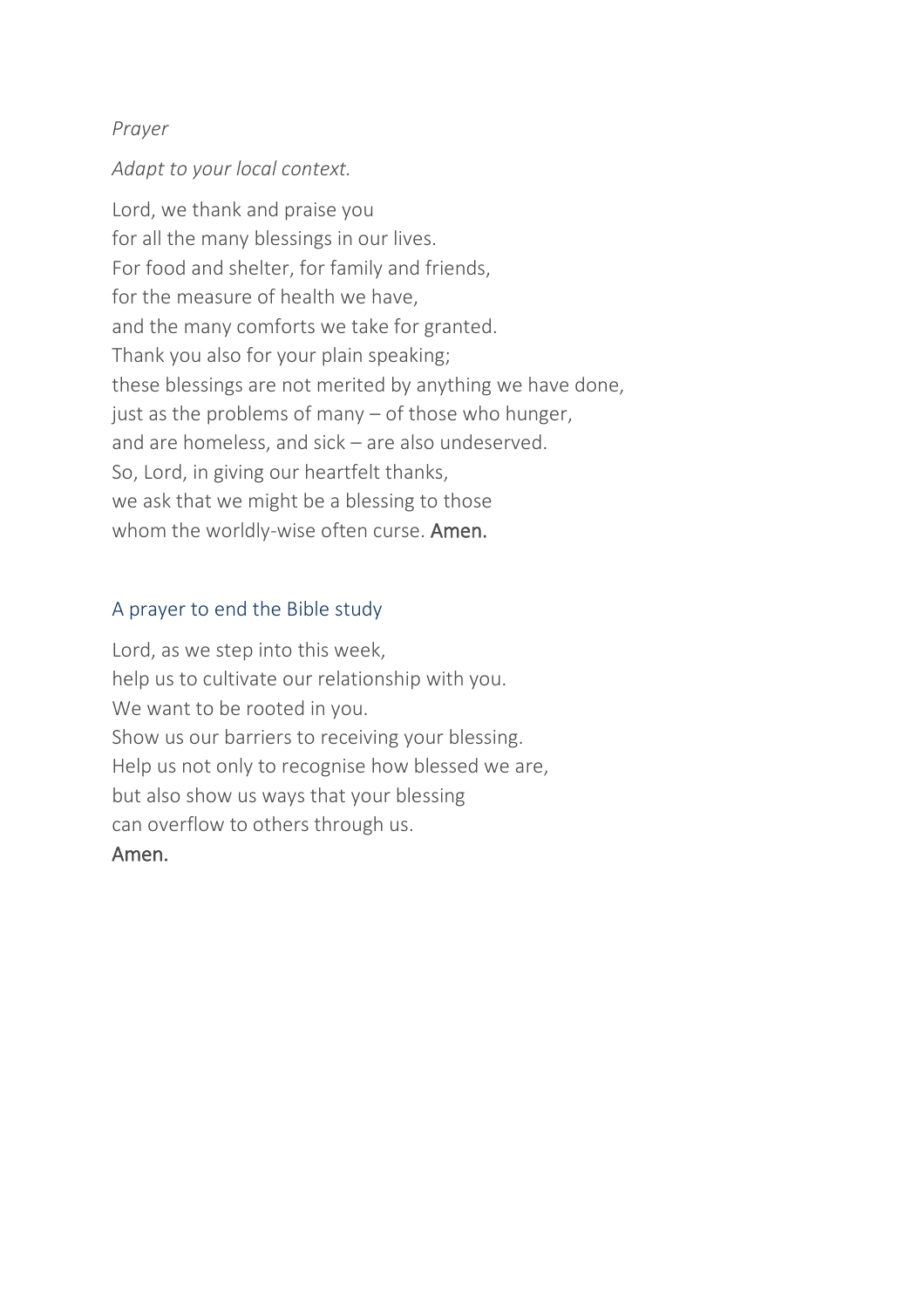*Prayer*

*Adapt to your local context.*

Lord, we thank and praise you
for all the many blessings in our lives.
For food and shelter, for family and friends,
for the measure of health we have,
and the many comforts we take for granted.
Thank you also for your plain speaking;
these blessings are not merited by anything we have done,
just as the problems of many – of those who hunger,
and are homeless, and sick – are also undeserved.
So, Lord, in giving our heartfelt thanks,
we ask that we might be a blessing to those
whom the worldly-wise often curse. **Amen.**

## A prayer to end the Bible study

Lord, as we step into this week,
help us to cultivate our relationship with you.
We want to be rooted in you.
Show us our barriers to receiving your blessing.
Help us not only to recognise how blessed we are,
but also show us ways that your blessing
can overflow to others through us.
**Amen.**